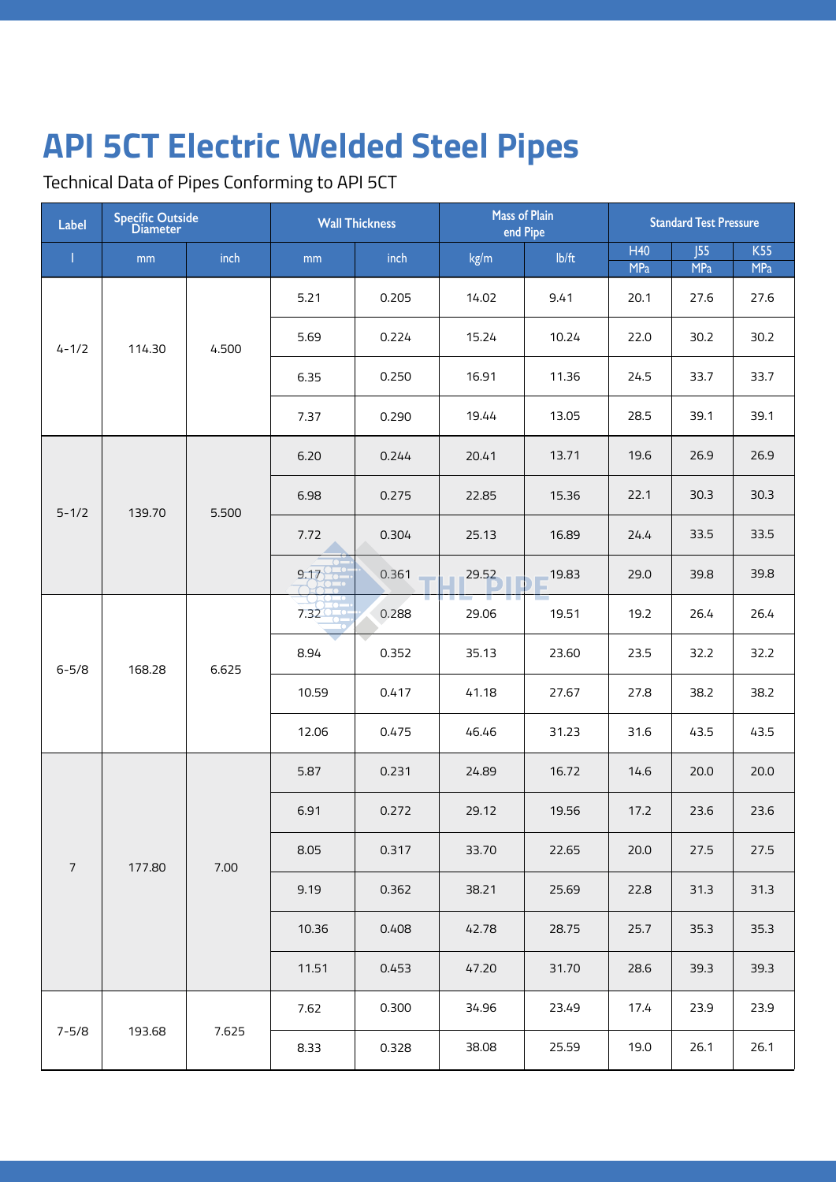# API 5CT Electric Welded Steel Pipes

Technical Data of Pipes Conforming to API 5CT

| Label | Specific Outside Diameter | | Wall Thickness | | Mass of Plain end Pipe | | Standard Test Pressure | | |
|---|---|---|---|---|---|---|---|---|---|
| l | mm | inch | mm | inch | kg/m | lb/ft | H40 MPa | J55 MPa | K55 MPa |
| 4-1/2 | 114.30 | 4.500 | 5.21 | 0.205 | 14.02 | 9.41 | 20.1 | 27.6 | 27.6 |
| | | | 5.69 | 0.224 | 15.24 | 10.24 | 22.0 | 30.2 | 30.2 |
| | | | 6.35 | 0.250 | 16.91 | 11.36 | 24.5 | 33.7 | 33.7 |
| | | | 7.37 | 0.290 | 19.44 | 13.05 | 28.5 | 39.1 | 39.1 |
| 5-1/2 | 139.70 | 5.500 | 6.20 | 0.244 | 20.41 | 13.71 | 19.6 | 26.9 | 26.9 |
| | | | 6.98 | 0.275 | 22.85 | 15.36 | 22.1 | 30.3 | 30.3 |
| | | | 7.72 | 0.304 | 25.13 | 16.89 | 24.4 | 33.5 | 33.5 |
| | | | 9.17 | 0.361 | 29.52 | 19.83 | 29.0 | 39.8 | 39.8 |
| 6-5/8 | 168.28 | 6.625 | 7.32 | 0.288 | 29.06 | 19.51 | 19.2 | 26.4 | 26.4 |
| | | | 8.94 | 0.352 | 35.13 | 23.60 | 23.5 | 32.2 | 32.2 |
| | | | 10.59 | 0.417 | 41.18 | 27.67 | 27.8 | 38.2 | 38.2 |
| | | | 12.06 | 0.475 | 46.46 | 31.23 | 31.6 | 43.5 | 43.5 |
| 7 | 177.80 | 7.00 | 5.87 | 0.231 | 24.89 | 16.72 | 14.6 | 20.0 | 20.0 |
| | | | 6.91 | 0.272 | 29.12 | 19.56 | 17.2 | 23.6 | 23.6 |
| | | | 8.05 | 0.317 | 33.70 | 22.65 | 20.0 | 27.5 | 27.5 |
| | | | 9.19 | 0.362 | 38.21 | 25.69 | 22.8 | 31.3 | 31.3 |
| | | | 10.36 | 0.408 | 42.78 | 28.75 | 25.7 | 35.3 | 35.3 |
| | | | 11.51 | 0.453 | 47.20 | 31.70 | 28.6 | 39.3 | 39.3 |
| 7-5/8 | 193.68 | 7.625 | 7.62 | 0.300 | 34.96 | 23.49 | 17.4 | 23.9 | 23.9 |
| | | | 8.33 | 0.328 | 38.08 | 25.59 | 19.0 | 26.1 | 26.1 |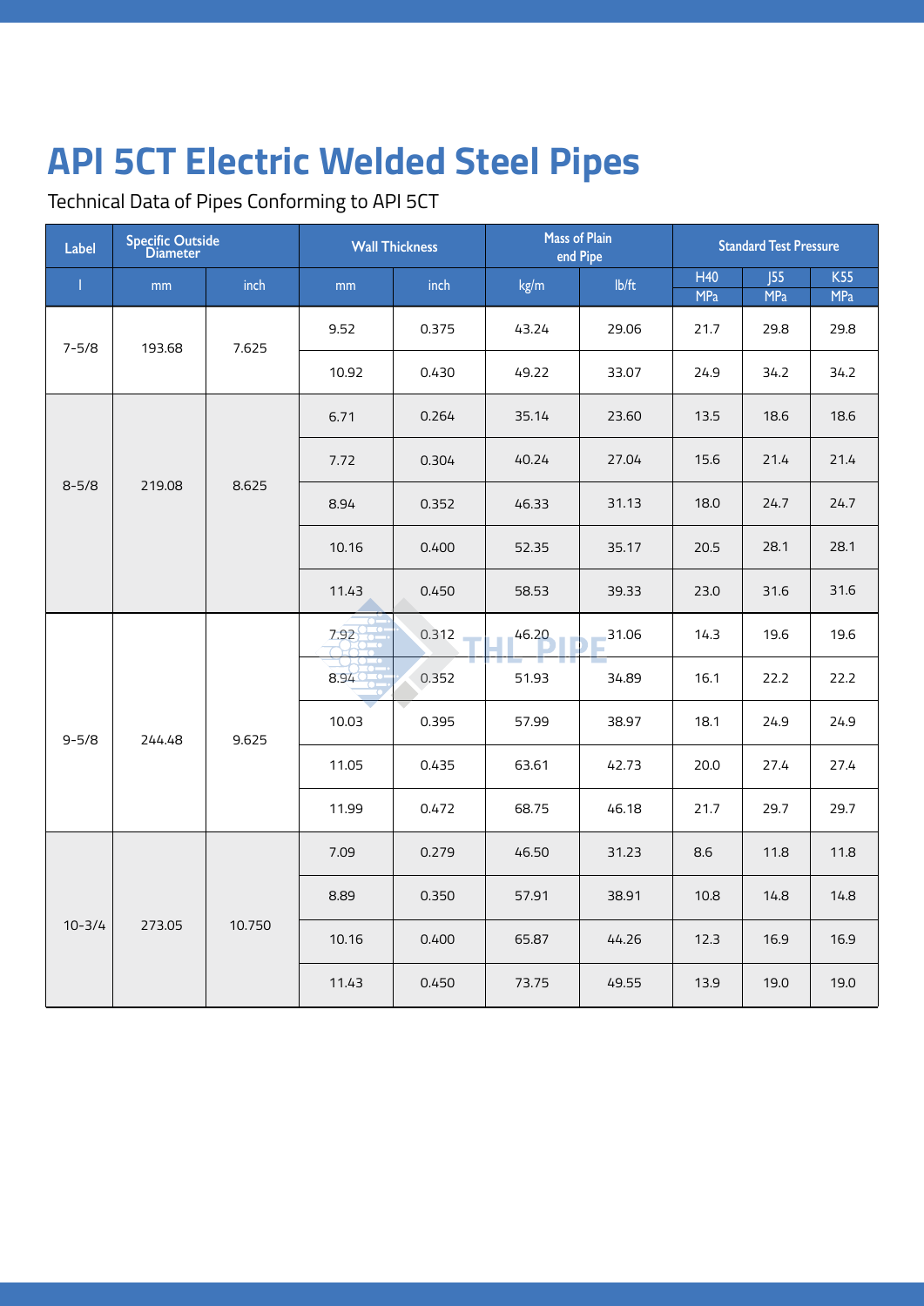# API 5CT Electric Welded Steel Pipes

Technical Data of Pipes Conforming to API 5CT

| Label | Specific Outside Diameter | | Wall Thickness | | Mass of Plain end Pipe | | Standard Test Pressure | | |
|---|---|---|---|---|---|---|---|---|---|
| | mm | inch | mm | inch | kg/m | lb/ft | H40 MPa | J55 MPa | K55 MPa |
| 7-5/8 | 193.68 | 7.625 | 9.52 | 0.375 | 43.24 | 29.06 | 21.7 | 29.8 | 29.8 |
| | | | 10.92 | 0.430 | 49.22 | 33.07 | 24.9 | 34.2 | 34.2 |
| 8-5/8 | 219.08 | 8.625 | 6.71 | 0.264 | 35.14 | 23.60 | 13.5 | 18.6 | 18.6 |
| | | | 7.72 | 0.304 | 40.24 | 27.04 | 15.6 | 21.4 | 21.4 |
| | | | 8.94 | 0.352 | 46.33 | 31.13 | 18.0 | 24.7 | 24.7 |
| | | | 10.16 | 0.400 | 52.35 | 35.17 | 20.5 | 28.1 | 28.1 |
| | | | 11.43 | 0.450 | 58.53 | 39.33 | 23.0 | 31.6 | 31.6 |
| 9-5/8 | 244.48 | 9.625 | 7.92 | 0.312 | 46.20 | 31.06 | 14.3 | 19.6 | 19.6 |
| | | | 8.94 | 0.352 | 51.93 | 34.89 | 16.1 | 22.2 | 22.2 |
| | | | 10.03 | 0.395 | 57.99 | 38.97 | 18.1 | 24.9 | 24.9 |
| | | | 11.05 | 0.435 | 63.61 | 42.73 | 20.0 | 27.4 | 27.4 |
| | | | 11.99 | 0.472 | 68.75 | 46.18 | 21.7 | 29.7 | 29.7 |
| 10-3/4 | 273.05 | 10.750 | 7.09 | 0.279 | 46.50 | 31.23 | 8.6 | 11.8 | 11.8 |
| | | | 8.89 | 0.350 | 57.91 | 38.91 | 10.8 | 14.8 | 14.8 |
| | | | 10.16 | 0.400 | 65.87 | 44.26 | 12.3 | 16.9 | 16.9 |
| | | | 11.43 | 0.450 | 73.75 | 49.55 | 13.9 | 19.0 | 19.0 |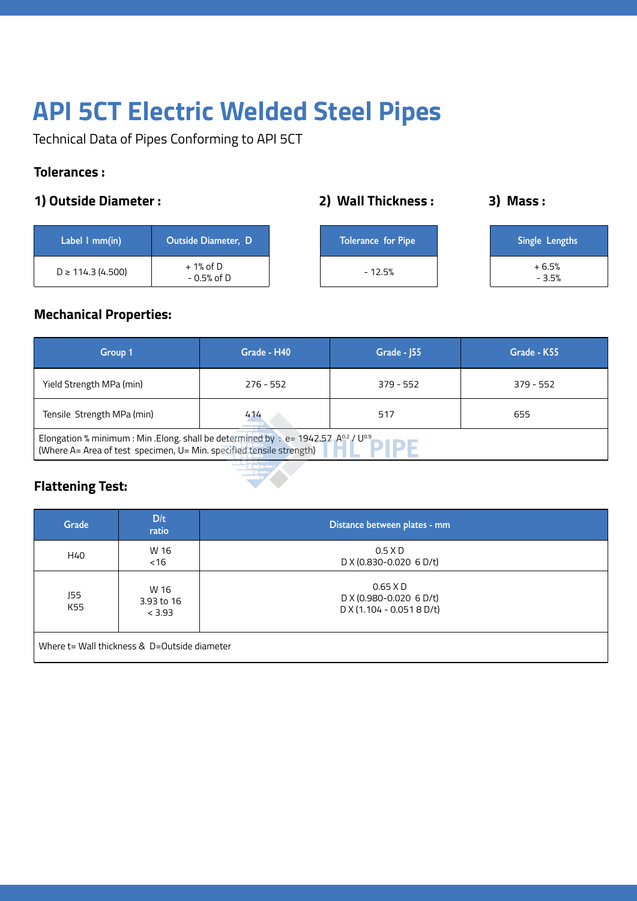# API 5CT Electric Welded Steel Pipes

Technical Data of Pipes Conforming to API 5CT

### Tolerances :

### 1) Outside Diameter :

| Label I mm(in) | Outside Diameter, D |
|---|---|
| D ≥ 114.3 (4.500) | + 1% of D<br>- 0.5% of D |

### 2) Wall Thickness :

| Tolerance for Pipe |
|---|
| - 12.5% |

### 3) Mass :

| Single Lengths |
|---|
| + 6.5%<br>- 3.5% |

### Mechanical Properties:

| Group 1 | Grade - H40 | Grade - J55 | Grade - K55 |
|---|---|---|---|
| Yield Strength MPa (min) | 276 - 552 | 379 - 552 | 379 - 552 |
| Tensile Strength MPa (min) | 414 | 517 | 655 |
| Elongation % minimum : Min .Elong. shall be determined by : $e = 1942.57\ A^{0.2} / U^{0.9}$<br>(Where A= Area of test specimen, U= Min. specified tensile strength) | | | |

### Flattening Test:

| Grade | D/t ratio | Distance between plates - mm |
|---|---|---|
| H40 | W 16<br><16 | 0.5 X D<br>D X (0.830-0.020 6 D/t) |
| J55<br>K55 | W 16<br>3.93 to 16<br>< 3.93 | 0.65 X D<br>D X (0.980-0.020 6 D/t)<br>D X (1.104 - 0.051 8 D/t) |
| Where t= Wall thickness & D=Outside diameter | | |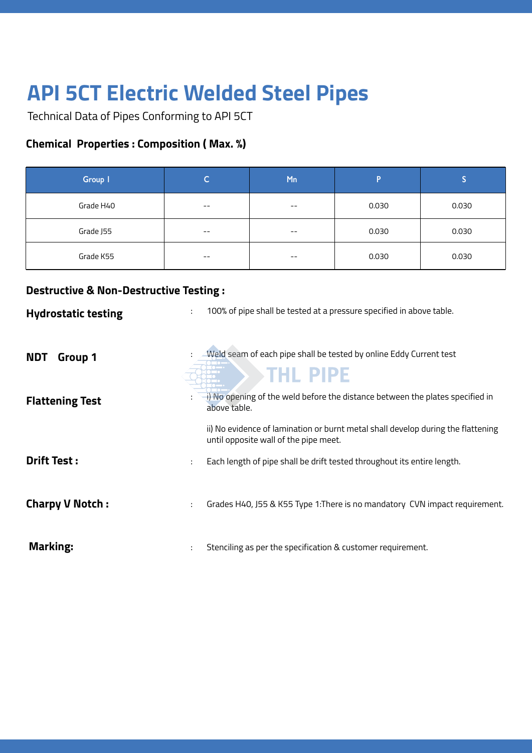# API 5CT Electric Welded Steel Pipes

Technical Data of Pipes Conforming to API 5CT

### Chemical Properties : Composition ( Max. %)

| Group I | C | Mn | P | S |
|---|---|---|---|---|
| Grade H40 | -- | -- | 0.030 | 0.030 |
| Grade J55 | -- | -- | 0.030 | 0.030 |
| Grade K55 | -- | -- | 0.030 | 0.030 |

### Destructive & Non-Destructive Testing :

**Hydrostatic testing** : 100% of pipe shall be tested at a pressure specified in above table.

**NDT Group 1** : Weld seam of each pipe shall be tested by online Eddy Current test

**Flattening Test** : i) No opening of the weld before the distance between the plates specified in above table.

ii) No evidence of lamination or burnt metal shall develop during the flattening until opposite wall of the pipe meet.

**Drift Test :** : Each length of pipe shall be drift tested throughout its entire length.

**Charpy V Notch :** : Grades H40, J55 & K55 Type 1:There is no mandatory CVN impact requirement.

**Marking:** : Stenciling as per the specification & customer requirement.